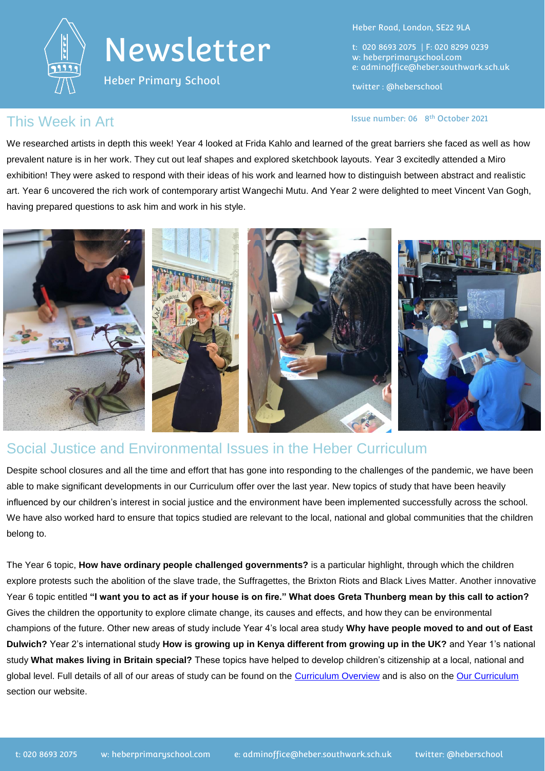# Newsletter

Heber Primary School

Heber Road, London, SE22 9LA

t: 020 8693 2075 | F: 020 8299 0239
w: heberprimaryschool.com
e: adminoffice@heber.southwark.sch.uk

twitter : @heberschool

Issue number: 06 8th October 2021

## This Week in Art

We researched artists in depth this week! Year 4 looked at Frida Kahlo and learned of the great barriers she faced as well as how prevalent nature is in her work. They cut out leaf shapes and explored sketchbook layouts. Year 3 excitedly attended a Miro exhibition! They were asked to respond with their ideas of his work and learned how to distinguish between abstract and realistic art. Year 6 uncovered the rich work of contemporary artist Wangechi Mutu. And Year 2 were delighted to meet Vincent Van Gogh, having prepared questions to ask him and work in his style.

## Social Justice and Environmental Issues in the Heber Curriculum

Despite school closures and all the time and effort that has gone into responding to the challenges of the pandemic, we have been able to make significant developments in our Curriculum offer over the last year. New topics of study that have been heavily influenced by our children's interest in social justice and the environment have been implemented successfully across the school. We have also worked hard to ensure that topics studied are relevant to the local, national and global communities that the children belong to.

The Year 6 topic, **How have ordinary people challenged governments?** is a particular highlight, through which the children explore protests such the abolition of the slave trade, the Suffragettes, the Brixton Riots and Black Lives Matter. Another innovative Year 6 topic entitled **"I want you to act as if your house is on fire." What does Greta Thunberg mean by this call to action?** Gives the children the opportunity to explore climate change, its causes and effects, and how they can be environmental champions of the future. Other new areas of study include Year 4's local area study **Why have people moved to and out of East Dulwich?** Year 2's international study **How is growing up in Kenya different from growing up in the UK?** and Year 1's national study **What makes living in Britain special?** These topics have helped to develop children's citizenship at a local, national and global level. Full details of all of our areas of study can be found on the Curriculum Overview and is also on the Our Curriculum section our website.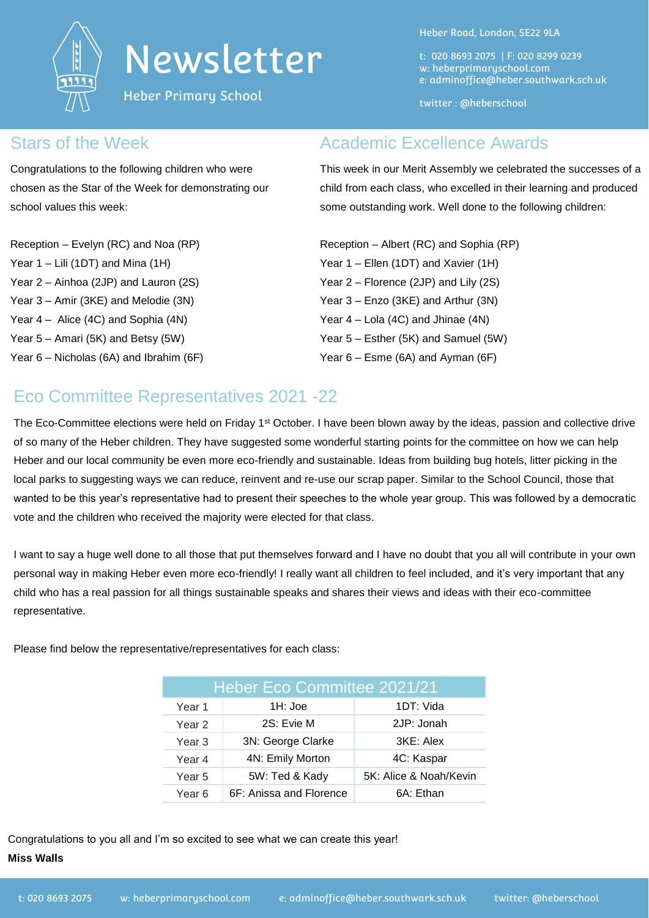# Newsletter

Heber Primary School

Heber Road, London, SE22 9LA

t: 020 8693 2075 | F: 020 8299 0239
w: heberprimaryschool.com
e: adminoffice@heber.southwark.sch.uk

twitter : @heberschool

## Stars of the Week

Congratulations to the following children who were chosen as the Star of the Week for demonstrating our school values this week:

Reception – Evelyn (RC) and Noa (RP)
Year 1 – Lili (1DT) and Mina (1H)
Year 2 – Ainhoa (2JP) and Lauron (2S)
Year 3 – Amir (3KE) and Melodie (3N)
Year 4 – Alice (4C) and Sophia (4N)
Year 5 – Amari (5K) and Betsy (5W)
Year 6 – Nicholas (6A) and Ibrahim (6F)

## Academic Excellence Awards

This week in our Merit Assembly we celebrated the successes of a child from each class, who excelled in their learning and produced some outstanding work. Well done to the following children:

Reception – Albert (RC) and Sophia (RP)
Year 1 – Ellen (1DT) and Xavier (1H)
Year 2 – Florence (2JP) and Lily (2S)
Year 3 – Enzo (3KE) and Arthur (3N)
Year 4 – Lola (4C) and Jhinae (4N)
Year 5 – Esther (5K) and Samuel (5W)
Year 6 – Esme (6A) and Ayman (6F)

## Eco Committee Representatives 2021 -22

The Eco-Committee elections were held on Friday 1st October. I have been blown away by the ideas, passion and collective drive of so many of the Heber children. They have suggested some wonderful starting points for the committee on how we can help Heber and our local community be even more eco-friendly and sustainable. Ideas from building bug hotels, litter picking in the local parks to suggesting ways we can reduce, reinvent and re-use our scrap paper. Similar to the School Council, those that wanted to be this year's representative had to present their speeches to the whole year group. This was followed by a democratic vote and the children who received the majority were elected for that class.

I want to say a huge well done to all those that put themselves forward and I have no doubt that you all will contribute in your own personal way in making Heber even more eco-friendly! I really want all children to feel included, and it's very important that any child who has a real passion for all things sustainable speaks and shares their views and ideas with their eco-committee representative.

Please find below the representative/representatives for each class:

| Heber Eco Committee 2021/21 | | |
|---|---|---|
| Year 1 | 1H: Joe | 1DT: Vida |
| Year 2 | 2S: Evie M | 2JP: Jonah |
| Year 3 | 3N: George Clarke | 3KE: Alex |
| Year 4 | 4N: Emily Morton | 4C: Kaspar |
| Year 5 | 5W: Ted & Kady | 5K: Alice & Noah/Kevin |
| Year 6 | 6F: Anissa and Florence | 6A: Ethan |

Congratulations to you all and I'm so excited to see what we can create this year!

**Miss Walls**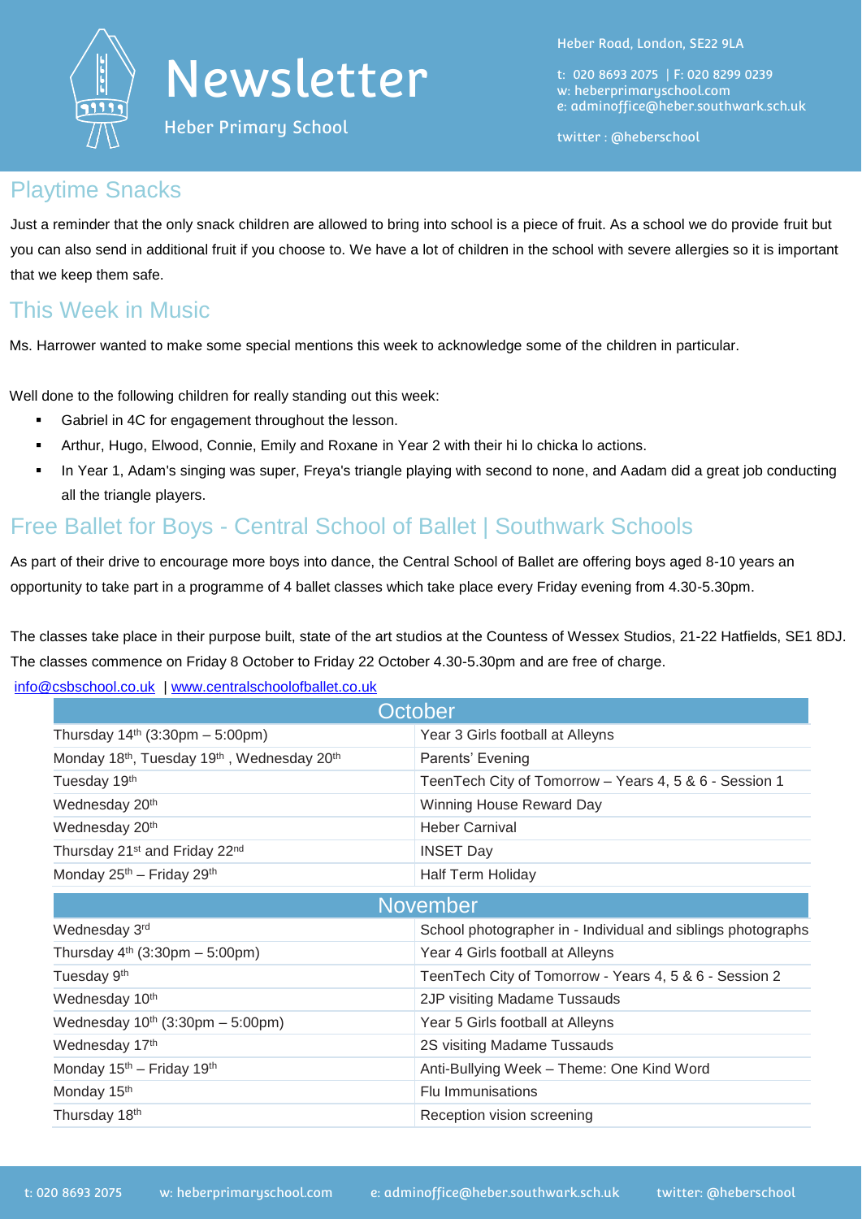# Newsletter

Heber Primary School

Heber Road, London, SE22 9LA

t: 020 8693 2075 | F: 020 8299 0239
w: heberprimaryschool.com
e: adminoffice@heber.southwark.sch.uk

twitter : @heberschool

## Playtime Snacks

Just a reminder that the only snack children are allowed to bring into school is a piece of fruit. As a school we do provide fruit but you can also send in additional fruit if you choose to. We have a lot of children in the school with severe allergies so it is important that we keep them safe.

## This Week in Music

Ms. Harrower wanted to make some special mentions this week to acknowledge some of the children in particular.

Well done to the following children for really standing out this week:

- Gabriel in 4C for engagement throughout the lesson.
- Arthur, Hugo, Elwood, Connie, Emily and Roxane in Year 2 with their hi lo chicka lo actions.
- In Year 1, Adam's singing was super, Freya's triangle playing with second to none, and Aadam did a great job conducting all the triangle players.

## Free Ballet for Boys - Central School of Ballet | Southwark Schools

As part of their drive to encourage more boys into dance, the Central School of Ballet are offering boys aged 8-10 years an opportunity to take part in a programme of 4 ballet classes which take place every Friday evening from 4.30-5.30pm.

The classes take place in their purpose built, state of the art studios at the Countess of Wessex Studios, 21-22 Hatfields, SE1 8DJ. The classes commence on Friday 8 October to Friday 22 October 4.30-5.30pm and are free of charge.

info@csbschool.co.uk | www.centralschoolofballet.co.uk

| October | |
|---|---|
| Thursday 14th (3:30pm – 5:00pm) | Year 3 Girls football at Alleyns |
| Monday 18th, Tuesday 19th , Wednesday 20th | Parents' Evening |
| Tuesday 19th | TeenTech City of Tomorrow – Years 4, 5 & 6 - Session 1 |
| Wednesday 20th | Winning House Reward Day |
| Wednesday 20th | Heber Carnival |
| Thursday 21st and Friday 22nd | INSET Day |
| Monday 25th – Friday 29th | Half Term Holiday |

| November | |
|---|---|
| Wednesday 3rd | School photographer in - Individual and siblings photographs |
| Thursday 4th (3:30pm – 5:00pm) | Year 4 Girls football at Alleyns |
| Tuesday 9th | TeenTech City of Tomorrow - Years 4, 5 & 6 - Session 2 |
| Wednesday 10th | 2JP visiting Madame Tussauds |
| Wednesday 10th (3:30pm – 5:00pm) | Year 5 Girls football at Alleyns |
| Wednesday 17th | 2S visiting Madame Tussauds |
| Monday 15th – Friday 19th | Anti-Bullying Week – Theme: One Kind Word |
| Monday 15th | Flu Immunisations |
| Thursday 18th | Reception vision screening |